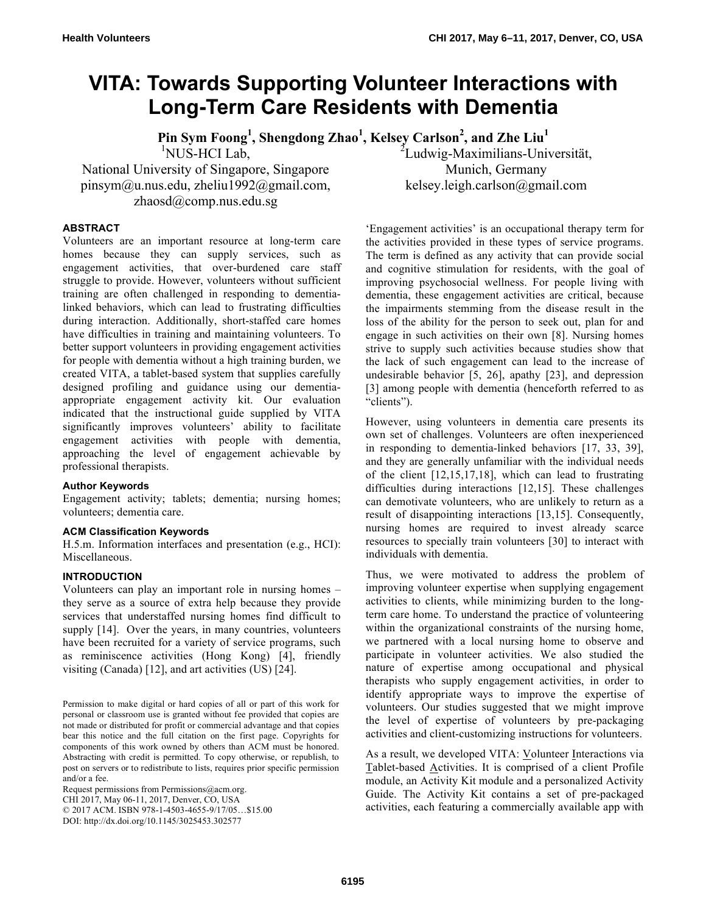# VITA: Towards Supporting Volunteer Interactions with Long-Term Care Residents with Dementia

**Pin Sym Foong[1], Shengdong Zhao[1], Kelsey Carlson[2], and Zhe Liu[1]**

[1]NUS-HCI Lab, National University of Singapore, Singapore
pinsym@u.nus.edu, zheliu1992@gmail.com, zhaosd@comp.nus.edu.sg

[2]Ludwig-Maximilians-Universität, Munich, Germany
kelsey.leigh.carlson@gmail.com

## ABSTRACT

Volunteers are an important resource at long-term care homes because they can supply services, such as engagement activities, that over-burdened care staff struggle to provide. However, volunteers without sufficient training are often challenged in responding to dementia-linked behaviors, which can lead to frustrating difficulties during interaction. Additionally, short-staffed care homes have difficulties in training and maintaining volunteers. To better support volunteers in providing engagement activities for people with dementia without a high training burden, we created VITA, a tablet-based system that supplies carefully designed profiling and guidance using our dementia-appropriate engagement activity kit. Our evaluation indicated that the instructional guide supplied by VITA significantly improves volunteers' ability to facilitate engagement activities with people with dementia, approaching the level of engagement achievable by professional therapists.

### Author Keywords

Engagement activity; tablets; dementia; nursing homes; volunteers; dementia care.

### ACM Classification Keywords

H.5.m. Information interfaces and presentation (e.g., HCI): Miscellaneous.

## INTRODUCTION

Volunteers can play an important role in nursing homes – they serve as a source of extra help because they provide services that understaffed nursing homes find difficult to supply [14]. Over the years, in many countries, volunteers have been recruited for a variety of service programs, such as reminiscence activities (Hong Kong) [4], friendly visiting (Canada) [12], and art activities (US) [24].

Permission to make digital or hard copies of all or part of this work for personal or classroom use is granted without fee provided that copies are not made or distributed for profit or commercial advantage and that copies bear this notice and the full citation on the first page. Copyrights for components of this work owned by others than ACM must be honored. Abstracting with credit is permitted. To copy otherwise, or republish, to post on servers or to redistribute to lists, requires prior specific permission and/or a fee.
Request permissions from Permissions@acm.org.
CHI 2017, May 06-11, 2017, Denver, CO, USA
© 2017 ACM. ISBN 978-1-4503-4655-9/17/05…$15.00
DOI: http://dx.doi.org/10.1145/3025453.302577

'Engagement activities' is an occupational therapy term for the activities provided in these types of service programs. The term is defined as any activity that can provide social and cognitive stimulation for residents, with the goal of improving psychosocial wellness. For people living with dementia, these engagement activities are critical, because the impairments stemming from the disease result in the loss of the ability for the person to seek out, plan for and engage in such activities on their own [8]. Nursing homes strive to supply such activities because studies show that the lack of such engagement can lead to the increase of undesirable behavior [5, 26], apathy [23], and depression [3] among people with dementia (henceforth referred to as "clients").

However, using volunteers in dementia care presents its own set of challenges. Volunteers are often inexperienced in responding to dementia-linked behaviors [17, 33, 39], and they are generally unfamiliar with the individual needs of the client [12,15,17,18], which can lead to frustrating difficulties during interactions [12,15]. These challenges can demotivate volunteers, who are unlikely to return as a result of disappointing interactions [13,15]. Consequently, nursing homes are required to invest already scarce resources to specially train volunteers [30] to interact with individuals with dementia.

Thus, we were motivated to address the problem of improving volunteer expertise when supplying engagement activities to clients, while minimizing burden to the long-term care home. To understand the practice of volunteering within the organizational constraints of the nursing home, we partnered with a local nursing home to observe and participate in volunteer activities. We also studied the nature of expertise among occupational and physical therapists who supply engagement activities, in order to identify appropriate ways to improve the expertise of volunteers. Our studies suggested that we might improve the level of expertise of volunteers by pre-packaging activities and client-customizing instructions for volunteers.

As a result, we developed VITA: Volunteer Interactions via Tablet-based Activities. It is comprised of a client Profile module, an Activity Kit module and a personalized Activity Guide. The Activity Kit contains a set of pre-packaged activities, each featuring a commercially available app with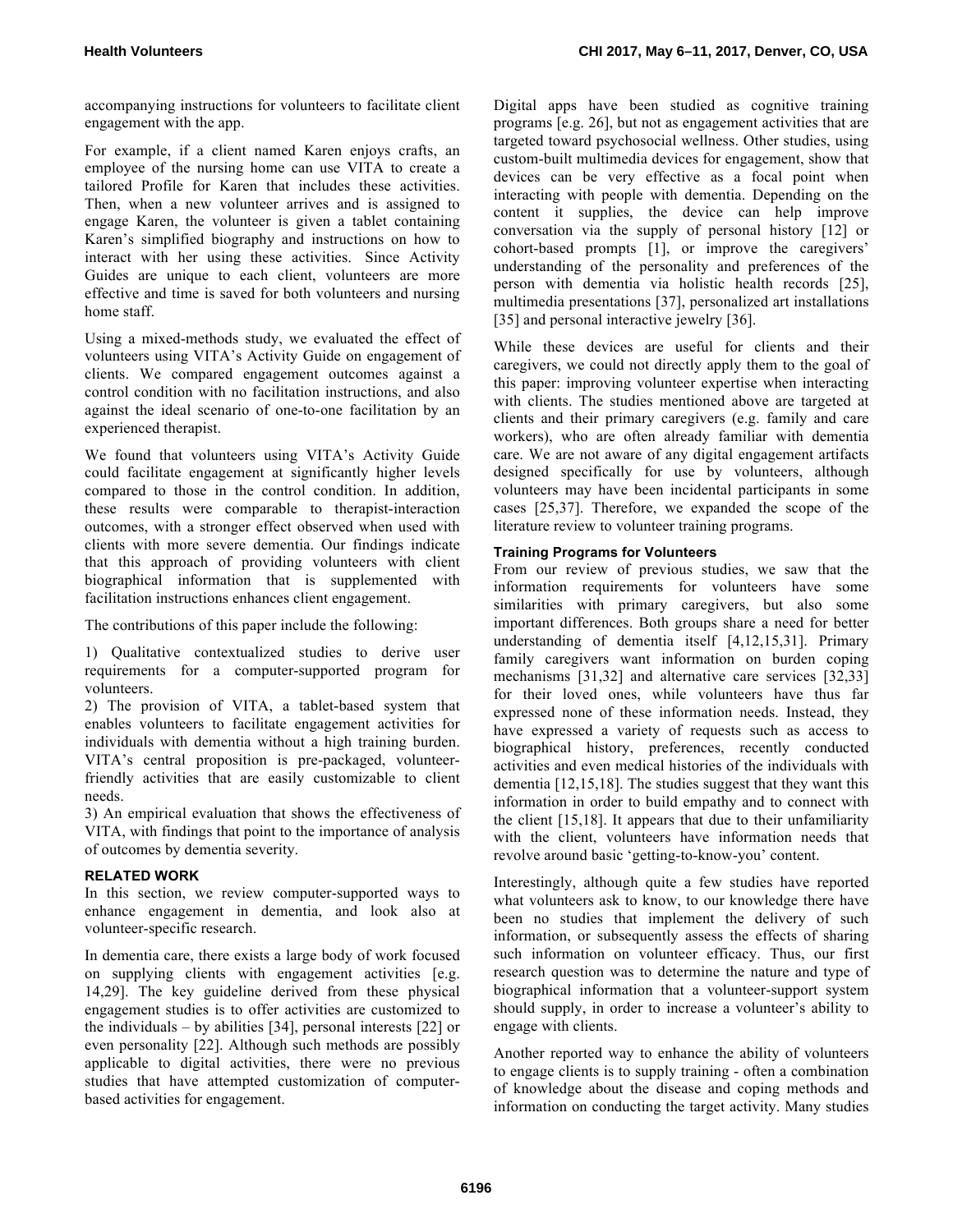accompanying instructions for volunteers to facilitate client engagement with the app.

For example, if a client named Karen enjoys crafts, an employee of the nursing home can use VITA to create a tailored Profile for Karen that includes these activities. Then, when a new volunteer arrives and is assigned to engage Karen, the volunteer is given a tablet containing Karen's simplified biography and instructions on how to interact with her using these activities. Since Activity Guides are unique to each client, volunteers are more effective and time is saved for both volunteers and nursing home staff.

Using a mixed-methods study, we evaluated the effect of volunteers using VITA's Activity Guide on engagement of clients. We compared engagement outcomes against a control condition with no facilitation instructions, and also against the ideal scenario of one-to-one facilitation by an experienced therapist.

We found that volunteers using VITA's Activity Guide could facilitate engagement at significantly higher levels compared to those in the control condition. In addition, these results were comparable to therapist-interaction outcomes, with a stronger effect observed when used with clients with more severe dementia. Our findings indicate that this approach of providing volunteers with client biographical information that is supplemented with facilitation instructions enhances client engagement.

The contributions of this paper include the following:

1) Qualitative contextualized studies to derive user requirements for a computer-supported program for volunteers.
2) The provision of VITA, a tablet-based system that enables volunteers to facilitate engagement activities for individuals with dementia without a high training burden. VITA's central proposition is pre-packaged, volunteer-friendly activities that are easily customizable to client needs.
3) An empirical evaluation that shows the effectiveness of VITA, with findings that point to the importance of analysis of outcomes by dementia severity.

## RELATED WORK

In this section, we review computer-supported ways to enhance engagement in dementia, and look also at volunteer-specific research.

In dementia care, there exists a large body of work focused on supplying clients with engagement activities [e.g. 14,29]. The key guideline derived from these physical engagement studies is to offer activities are customized to the individuals – by abilities [34], personal interests [22] or even personality [22]. Although such methods are possibly applicable to digital activities, there were no previous studies that have attempted customization of computer-based activities for engagement.

Digital apps have been studied as cognitive training programs [e.g. 26], but not as engagement activities that are targeted toward psychosocial wellness. Other studies, using custom-built multimedia devices for engagement, show that devices can be very effective as a focal point when interacting with people with dementia. Depending on the content it supplies, the device can help improve conversation via the supply of personal history [12] or cohort-based prompts [1], or improve the caregivers' understanding of the personality and preferences of the person with dementia via holistic health records [25], multimedia presentations [37], personalized art installations [35] and personal interactive jewelry [36].

While these devices are useful for clients and their caregivers, we could not directly apply them to the goal of this paper: improving volunteer expertise when interacting with clients. The studies mentioned above are targeted at clients and their primary caregivers (e.g. family and care workers), who are often already familiar with dementia care. We are not aware of any digital engagement artifacts designed specifically for use by volunteers, although volunteers may have been incidental participants in some cases [25,37]. Therefore, we expanded the scope of the literature review to volunteer training programs.

### Training Programs for Volunteers

From our review of previous studies, we saw that the information requirements for volunteers have some similarities with primary caregivers, but also some important differences. Both groups share a need for better understanding of dementia itself [4,12,15,31]. Primary family caregivers want information on burden coping mechanisms [31,32] and alternative care services [32,33] for their loved ones, while volunteers have thus far expressed none of these information needs. Instead, they have expressed a variety of requests such as access to biographical history, preferences, recently conducted activities and even medical histories of the individuals with dementia [12,15,18]. The studies suggest that they want this information in order to build empathy and to connect with the client [15,18]. It appears that due to their unfamiliarity with the client, volunteers have information needs that revolve around basic 'getting-to-know-you' content.

Interestingly, although quite a few studies have reported what volunteers ask to know, to our knowledge there have been no studies that implement the delivery of such information, or subsequently assess the effects of sharing such information on volunteer efficacy. Thus, our first research question was to determine the nature and type of biographical information that a volunteer-support system should supply, in order to increase a volunteer's ability to engage with clients.

Another reported way to enhance the ability of volunteers to engage clients is to supply training - often a combination of knowledge about the disease and coping methods and information on conducting the target activity. Many studies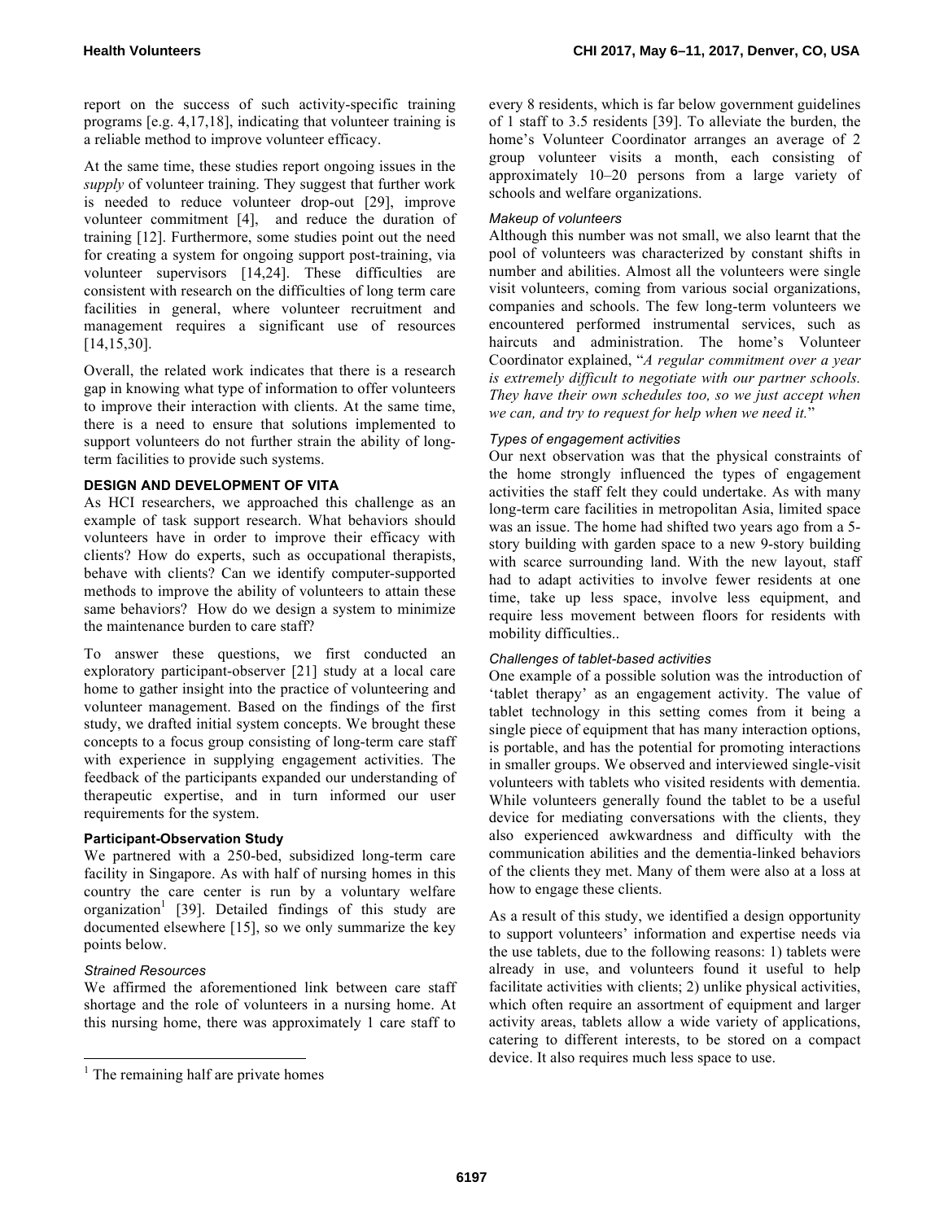report on the success of such activity-specific training programs [e.g. 4,17,18], indicating that volunteer training is a reliable method to improve volunteer efficacy.

At the same time, these studies report ongoing issues in the *supply* of volunteer training. They suggest that further work is needed to reduce volunteer drop-out [29], improve volunteer commitment [4], and reduce the duration of training [12]. Furthermore, some studies point out the need for creating a system for ongoing support post-training, via volunteer supervisors [14,24]. These difficulties are consistent with research on the difficulties of long term care facilities in general, where volunteer recruitment and management requires a significant use of resources [14,15,30].

Overall, the related work indicates that there is a research gap in knowing what type of information to offer volunteers to improve their interaction with clients. At the same time, there is a need to ensure that solutions implemented to support volunteers do not further strain the ability of long-term facilities to provide such systems.

## DESIGN AND DEVELOPMENT OF VITA

As HCI researchers, we approached this challenge as an example of task support research. What behaviors should volunteers have in order to improve their efficacy with clients? How do experts, such as occupational therapists, behave with clients? Can we identify computer-supported methods to improve the ability of volunteers to attain these same behaviors? How do we design a system to minimize the maintenance burden to care staff?

To answer these questions, we first conducted an exploratory participant-observer [21] study at a local care home to gather insight into the practice of volunteering and volunteer management. Based on the findings of the first study, we drafted initial system concepts. We brought these concepts to a focus group consisting of long-term care staff with experience in supplying engagement activities. The feedback of the participants expanded our understanding of therapeutic expertise, and in turn informed our user requirements for the system.

### Participant-Observation Study

We partnered with a 250-bed, subsidized long-term care facility in Singapore. As with half of nursing homes in this country the care center is run by a voluntary welfare organization[1] [39]. Detailed findings of this study are documented elsewhere [15], so we only summarize the key points below.

#### *Strained Resources*

We affirmed the aforementioned link between care staff shortage and the role of volunteers in a nursing home. At this nursing home, there was approximately 1 care staff to every 8 residents, which is far below government guidelines of 1 staff to 3.5 residents [39]. To alleviate the burden, the home's Volunteer Coordinator arranges an average of 2 group volunteer visits a month, each consisting of approximately 10–20 persons from a large variety of schools and welfare organizations.

#### *Makeup of volunteers*

Although this number was not small, we also learnt that the pool of volunteers was characterized by constant shifts in number and abilities. Almost all the volunteers were single visit volunteers, coming from various social organizations, companies and schools. The few long-term volunteers we encountered performed instrumental services, such as haircuts and administration. The home's Volunteer Coordinator explained, "*A regular commitment over a year is extremely difficult to negotiate with our partner schools. They have their own schedules too, so we just accept when we can, and try to request for help when we need it.*"

#### *Types of engagement activities*

Our next observation was that the physical constraints of the home strongly influenced the types of engagement activities the staff felt they could undertake. As with many long-term care facilities in metropolitan Asia, limited space was an issue. The home had shifted two years ago from a 5-story building with garden space to a new 9-story building with scarce surrounding land. With the new layout, staff had to adapt activities to involve fewer residents at one time, take up less space, involve less equipment, and require less movement between floors for residents with mobility difficulties..

#### *Challenges of tablet-based activities*

One example of a possible solution was the introduction of 'tablet therapy' as an engagement activity. The value of tablet technology in this setting comes from it being a single piece of equipment that has many interaction options, is portable, and has the potential for promoting interactions in smaller groups. We observed and interviewed single-visit volunteers with tablets who visited residents with dementia. While volunteers generally found the tablet to be a useful device for mediating conversations with the clients, they also experienced awkwardness and difficulty with the communication abilities and the dementia-linked behaviors of the clients they met. Many of them were also at a loss at how to engage these clients.

As a result of this study, we identified a design opportunity to support volunteers' information and expertise needs via the use tablets, due to the following reasons: 1) tablets were already in use, and volunteers found it useful to help facilitate activities with clients; 2) unlike physical activities, which often require an assortment of equipment and larger activity areas, tablets allow a wide variety of applications, catering to different interests, to be stored on a compact device. It also requires much less space to use.

[1] The remaining half are private homes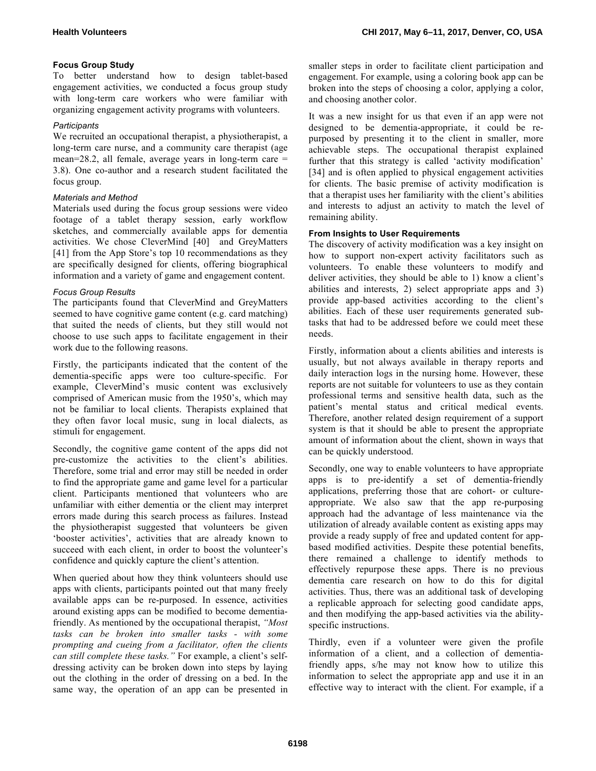### Focus Group Study

To better understand how to design tablet-based engagement activities, we conducted a focus group study with long-term care workers who were familiar with organizing engagement activity programs with volunteers.

#### *Participants*

We recruited an occupational therapist, a physiotherapist, a long-term care nurse, and a community care therapist (age mean=28.2, all female, average years in long-term care = 3.8). One co-author and a research student facilitated the focus group.

#### *Materials and Method*

Materials used during the focus group sessions were video footage of a tablet therapy session, early workflow sketches, and commercially available apps for dementia activities. We chose CleverMind [40] and GreyMatters [41] from the App Store's top 10 recommendations as they are specifically designed for clients, offering biographical information and a variety of game and engagement content.

#### *Focus Group Results*

The participants found that CleverMind and GreyMatters seemed to have cognitive game content (e.g. card matching) that suited the needs of clients, but they still would not choose to use such apps to facilitate engagement in their work due to the following reasons.

Firstly, the participants indicated that the content of the dementia-specific apps were too culture-specific. For example, CleverMind's music content was exclusively comprised of American music from the 1950's, which may not be familiar to local clients. Therapists explained that they often favor local music, sung in local dialects, as stimuli for engagement.

Secondly, the cognitive game content of the apps did not pre-customize the activities to the client's abilities. Therefore, some trial and error may still be needed in order to find the appropriate game and game level for a particular client. Participants mentioned that volunteers who are unfamiliar with either dementia or the client may interpret errors made during this search process as failures. Instead the physiotherapist suggested that volunteers be given 'booster activities', activities that are already known to succeed with each client, in order to boost the volunteer's confidence and quickly capture the client's attention.

When queried about how they think volunteers should use apps with clients, participants pointed out that many freely available apps can be re-purposed. In essence, activities around existing apps can be modified to become dementia-friendly. As mentioned by the occupational therapist, *"Most tasks can be broken into smaller tasks - with some prompting and cueing from a facilitator, often the clients can still complete these tasks."* For example, a client's self-dressing activity can be broken down into steps by laying out the clothing in the order of dressing on a bed. In the same way, the operation of an app can be presented in smaller steps in order to facilitate client participation and engagement. For example, using a coloring book app can be broken into the steps of choosing a color, applying a color, and choosing another color.

It was a new insight for us that even if an app were not designed to be dementia-appropriate, it could be re-purposed by presenting it to the client in smaller, more achievable steps. The occupational therapist explained further that this strategy is called 'activity modification' [34] and is often applied to physical engagement activities for clients. The basic premise of activity modification is that a therapist uses her familiarity with the client's abilities and interests to adjust an activity to match the level of remaining ability.

### From Insights to User Requirements

The discovery of activity modification was a key insight on how to support non-expert activity facilitators such as volunteers. To enable these volunteers to modify and deliver activities, they should be able to 1) know a client's abilities and interests, 2) select appropriate apps and 3) provide app-based activities according to the client's abilities. Each of these user requirements generated sub-tasks that had to be addressed before we could meet these needs.

Firstly, information about a clients abilities and interests is usually, but not always available in therapy reports and daily interaction logs in the nursing home. However, these reports are not suitable for volunteers to use as they contain professional terms and sensitive health data, such as the patient's mental status and critical medical events. Therefore, another related design requirement of a support system is that it should be able to present the appropriate amount of information about the client, shown in ways that can be quickly understood.

Secondly, one way to enable volunteers to have appropriate apps is to pre-identify a set of dementia-friendly applications, preferring those that are cohort- or culture-appropriate. We also saw that the app re-purposing approach had the advantage of less maintenance via the utilization of already available content as existing apps may provide a ready supply of free and updated content for app-based modified activities. Despite these potential benefits, there remained a challenge to identify methods to effectively repurpose these apps. There is no previous dementia care research on how to do this for digital activities. Thus, there was an additional task of developing a replicable approach for selecting good candidate apps, and then modifying the app-based activities via the ability-specific instructions.

Thirdly, even if a volunteer were given the profile information of a client, and a collection of dementia-friendly apps, s/he may not know how to utilize this information to select the appropriate app and use it in an effective way to interact with the client. For example, if a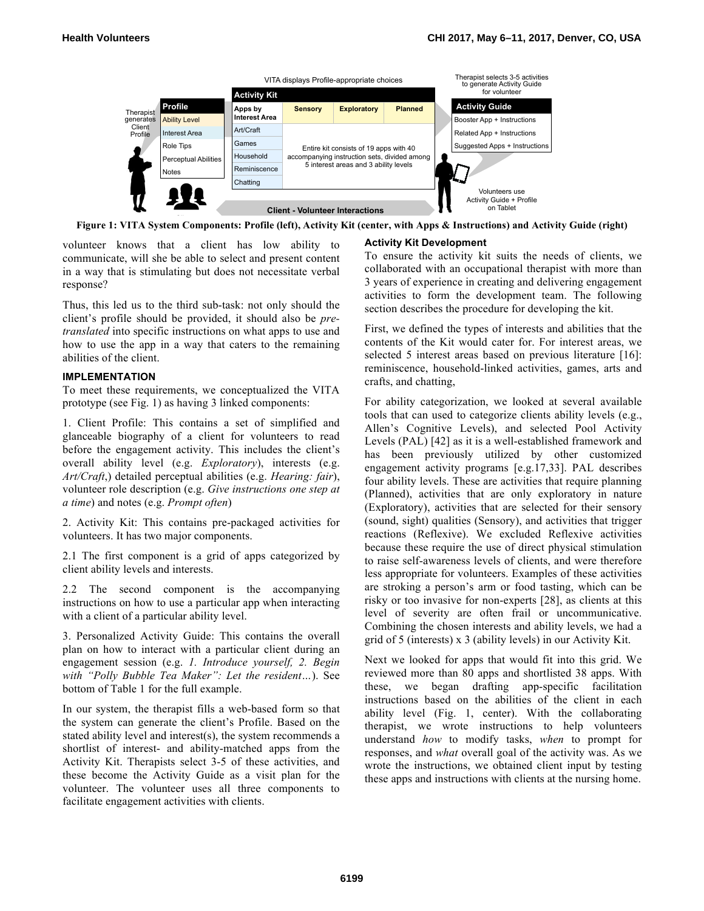Figure 1: VITA System Components: Profile (left), Activity Kit (center, with Apps & Instructions) and Activity Guide (right)

volunteer knows that a client has low ability to communicate, will she be able to select and present content in a way that is stimulating but does not necessitate verbal response?

Thus, this led us to the third sub-task: not only should the client's profile be provided, it should also be *pre-translated* into specific instructions on what apps to use and how to use the app in a way that caters to the remaining abilities of the client.

## IMPLEMENTATION

To meet these requirements, we conceptualized the VITA prototype (see Fig. 1) as having 3 linked components:

1. Client Profile: This contains a set of simplified and glanceable biography of a client for volunteers to read before the engagement activity. This includes the client's overall ability level (e.g. *Exploratory*), interests (e.g. *Art/Craft*,) detailed perceptual abilities (e.g. *Hearing: fair*), volunteer role description (e.g. *Give instructions one step at a time*) and notes (e.g. *Prompt often*)

2. Activity Kit: This contains pre-packaged activities for volunteers. It has two major components.

2.1 The first component is a grid of apps categorized by client ability levels and interests.

2.2 The second component is the accompanying instructions on how to use a particular app when interacting with a client of a particular ability level.

3. Personalized Activity Guide: This contains the overall plan on how to interact with a particular client during an engagement session (e.g. *1. Introduce yourself, 2. Begin with "Polly Bubble Tea Maker": Let the resident…*). See bottom of Table 1 for the full example.

In our system, the therapist fills a web-based form so that the system can generate the client's Profile. Based on the stated ability level and interest(s), the system recommends a shortlist of interest- and ability-matched apps from the Activity Kit. Therapists select 3-5 of these activities, and these become the Activity Guide as a visit plan for the volunteer. The volunteer uses all three components to facilitate engagement activities with clients.

### Activity Kit Development

To ensure the activity kit suits the needs of clients, we collaborated with an occupational therapist with more than 3 years of experience in creating and delivering engagement activities to form the development team. The following section describes the procedure for developing the kit.

First, we defined the types of interests and abilities that the contents of the Kit would cater for. For interest areas, we selected 5 interest areas based on previous literature [16]: reminiscence, household-linked activities, games, arts and crafts, and chatting,

For ability categorization, we looked at several available tools that can used to categorize clients ability levels (e.g., Allen's Cognitive Levels), and selected Pool Activity Levels (PAL) [42] as it is a well-established framework and has been previously utilized by other customized engagement activity programs [e.g.17,33]. PAL describes four ability levels. These are activities that require planning (Planned), activities that are only exploratory in nature (Exploratory), activities that are selected for their sensory (sound, sight) qualities (Sensory), and activities that trigger reactions (Reflexive). We excluded Reflexive activities because these require the use of direct physical stimulation to raise self-awareness levels of clients, and were therefore less appropriate for volunteers. Examples of these activities are stroking a person's arm or food tasting, which can be risky or too invasive for non-experts [28], as clients at this level of severity are often frail or uncommunicative. Combining the chosen interests and ability levels, we had a grid of 5 (interests) x 3 (ability levels) in our Activity Kit.

Next we looked for apps that would fit into this grid. We reviewed more than 80 apps and shortlisted 38 apps. With these, we began drafting app-specific facilitation instructions based on the abilities of the client in each ability level (Fig. 1, center). With the collaborating therapist, we wrote instructions to help volunteers understand *how* to modify tasks, *when* to prompt for responses, and *what* overall goal of the activity was. As we wrote the instructions, we obtained client input by testing these apps and instructions with clients at the nursing home.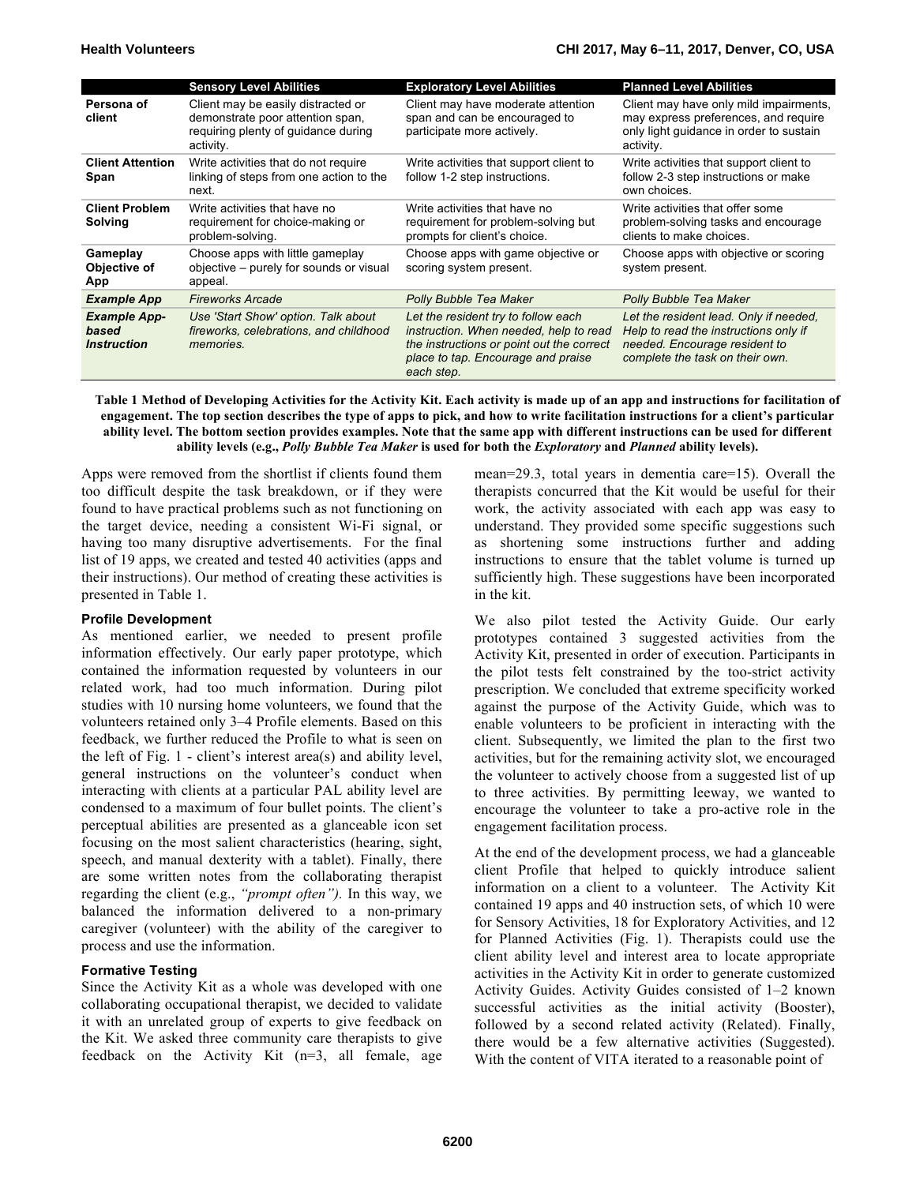| | Sensory Level Abilities | Exploratory Level Abilities | Planned Level Abilities |
|---|---|---|---|
| **Persona of client** | Client may be easily distracted or demonstrate poor attention span, requiring plenty of guidance during activity. | Client may have moderate attention span and can be encouraged to participate more actively. | Client may have only mild impairments, may express preferences, and require only light guidance in order to sustain activity. |
| **Client Attention Span** | Write activities that do not require linking of steps from one action to the next. | Write activities that support client to follow 1-2 step instructions. | Write activities that support client to follow 2-3 step instructions or make own choices. |
| **Client Problem Solving** | Write activities that have no requirement for choice-making or problem-solving. | Write activities that have no requirement for problem-solving but prompts for client's choice. | Write activities that offer some problem-solving tasks and encourage clients to make choices. |
| **Gameplay Objective of App** | Choose apps with little gameplay objective – purely for sounds or visual appeal. | Choose apps with game objective or scoring system present. | Choose apps with objective or scoring system present. |
| ***Example App*** | *Fireworks Arcade* | *Polly Bubble Tea Maker* | *Polly Bubble Tea Maker* |
| ***Example App-based Instruction*** | *Use 'Start Show' option. Talk about fireworks, celebrations, and childhood memories.* | *Let the resident try to follow each instruction. When needed, help to read the instructions or point out the correct place to tap. Encourage and praise each step.* | *Let the resident lead. Only if needed, Help to read the instructions only if needed. Encourage resident to complete the task on their own.* |

**Table 1 Method of Developing Activities for the Activity Kit. Each activity is made up of an app and instructions for facilitation of engagement. The top section describes the type of apps to pick, and how to write facilitation instructions for a client's particular ability level. The bottom section provides examples. Note that the same app with different instructions can be used for different ability levels (e.g., *Polly Bubble Tea Maker* is used for both the *Exploratory* and *Planned* ability levels).**

Apps were removed from the shortlist if clients found them too difficult despite the task breakdown, or if they were found to have practical problems such as not functioning on the target device, needing a consistent Wi-Fi signal, or having too many disruptive advertisements. For the final list of 19 apps, we created and tested 40 activities (apps and their instructions). Our method of creating these activities is presented in Table 1.

### Profile Development

As mentioned earlier, we needed to present profile information effectively. Our early paper prototype, which contained the information requested by volunteers in our related work, had too much information. During pilot studies with 10 nursing home volunteers, we found that the volunteers retained only 3–4 Profile elements. Based on this feedback, we further reduced the Profile to what is seen on the left of Fig. 1 - client's interest area(s) and ability level, general instructions on the volunteer's conduct when interacting with clients at a particular PAL ability level are condensed to a maximum of four bullet points. The client's perceptual abilities are presented as a glanceable icon set focusing on the most salient characteristics (hearing, sight, speech, and manual dexterity with a tablet). Finally, there are some written notes from the collaborating therapist regarding the client (e.g., *"prompt often")*. In this way, we balanced the information delivered to a non-primary caregiver (volunteer) with the ability of the caregiver to process and use the information.

### Formative Testing

Since the Activity Kit as a whole was developed with one collaborating occupational therapist, we decided to validate it with an unrelated group of experts to give feedback on the Kit. We asked three community care therapists to give feedback on the Activity Kit (n=3, all female, age mean=29.3, total years in dementia care=15). Overall the therapists concurred that the Kit would be useful for their work, the activity associated with each app was easy to understand. They provided some specific suggestions such as shortening some instructions further and adding instructions to ensure that the tablet volume is turned up sufficiently high. These suggestions have been incorporated in the kit.

We also pilot tested the Activity Guide. Our early prototypes contained 3 suggested activities from the Activity Kit, presented in order of execution. Participants in the pilot tests felt constrained by the too-strict activity prescription. We concluded that extreme specificity worked against the purpose of the Activity Guide, which was to enable volunteers to be proficient in interacting with the client. Subsequently, we limited the plan to the first two activities, but for the remaining activity slot, we encouraged the volunteer to actively choose from a suggested list of up to three activities. By permitting leeway, we wanted to encourage the volunteer to take a pro-active role in the engagement facilitation process.

At the end of the development process, we had a glanceable client Profile that helped to quickly introduce salient information on a client to a volunteer. The Activity Kit contained 19 apps and 40 instruction sets, of which 10 were for Sensory Activities, 18 for Exploratory Activities, and 12 for Planned Activities (Fig. 1). Therapists could use the client ability level and interest area to locate appropriate activities in the Activity Kit in order to generate customized Activity Guides. Activity Guides consisted of 1–2 known successful activities as the initial activity (Booster), followed by a second related activity (Related). Finally, there would be a few alternative activities (Suggested). With the content of VITA iterated to a reasonable point of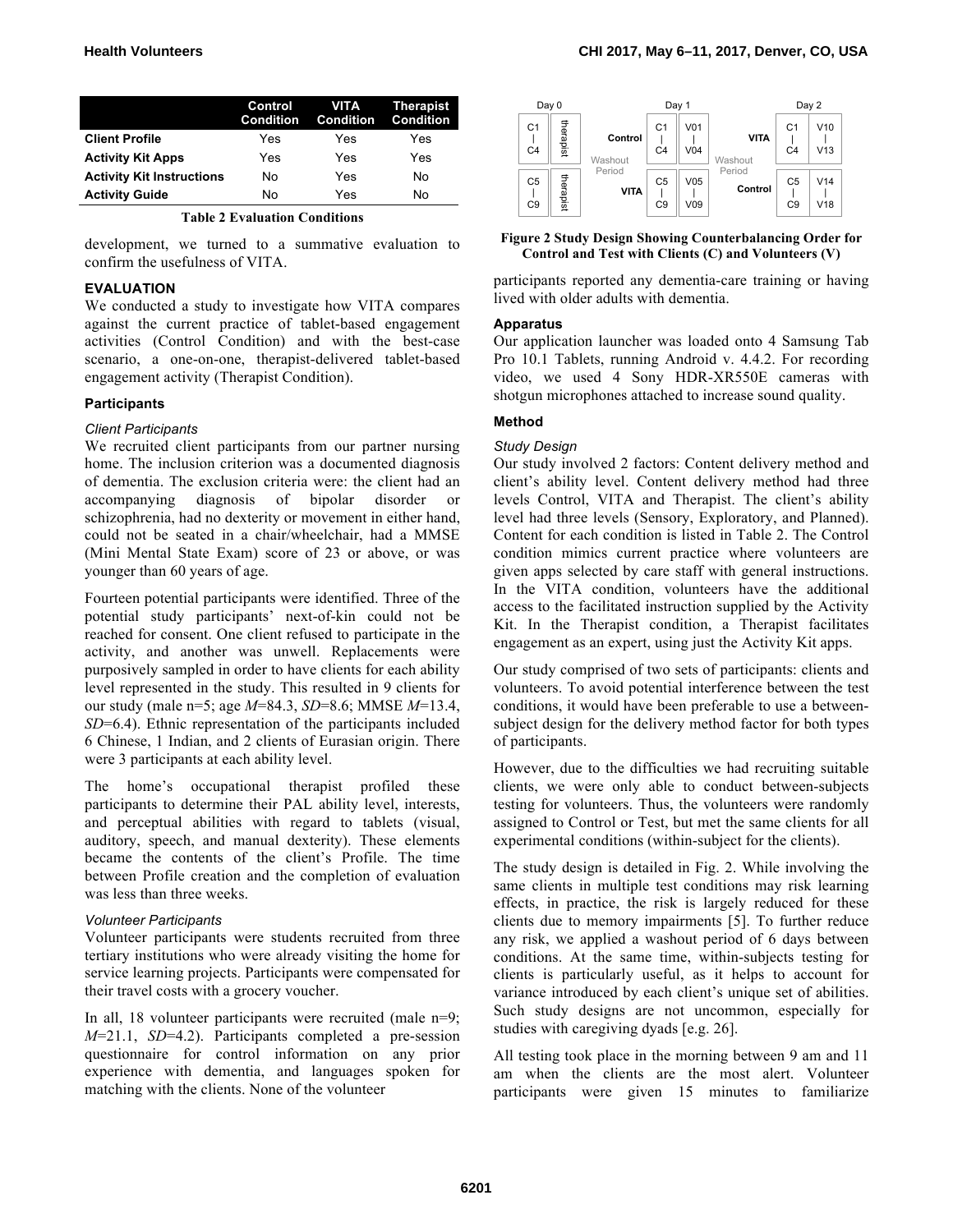| | Control Condition | VITA Condition | Therapist Condition |
|---|---|---|---|
| **Client Profile** | Yes | Yes | Yes |
| **Activity Kit Apps** | Yes | Yes | Yes |
| **Activity Kit Instructions** | No | Yes | No |
| **Activity Guide** | No | Yes | No |

**Table 2 Evaluation Conditions**

development, we turned to a summative evaluation to confirm the usefulness of VITA.

### EVALUATION

We conducted a study to investigate how VITA compares against the current practice of tablet-based engagement activities (Control Condition) and with the best-case scenario, a one-on-one, therapist-delivered tablet-based engagement activity (Therapist Condition).

#### Participants

*Client Participants*

We recruited client participants from our partner nursing home. The inclusion criterion was a documented diagnosis of dementia. The exclusion criteria were: the client had an accompanying diagnosis of bipolar disorder or schizophrenia, had no dexterity or movement in either hand, could not be seated in a chair/wheelchair, had a MMSE (Mini Mental State Exam) score of 23 or above, or was younger than 60 years of age.

Fourteen potential participants were identified. Three of the potential study participants' next-of-kin could not be reached for consent. One client refused to participate in the activity, and another was unwell. Replacements were purposively sampled in order to have clients for each ability level represented in the study. This resulted in 9 clients for our study (male n=5; age *M*=84.3, *SD*=8.6; MMSE *M*=13.4, *SD*=6.4). Ethnic representation of the participants included 6 Chinese, 1 Indian, and 2 clients of Eurasian origin. There were 3 participants at each ability level.

The home's occupational therapist profiled these participants to determine their PAL ability level, interests, and perceptual abilities with regard to tablets (visual, auditory, speech, and manual dexterity). These elements became the contents of the client's Profile. The time between Profile creation and the completion of evaluation was less than three weeks.

*Volunteer Participants*

Volunteer participants were students recruited from three tertiary institutions who were already visiting the home for service learning projects. Participants were compensated for their travel costs with a grocery voucher.

In all, 18 volunteer participants were recruited (male n=9; *M*=21.1, *SD*=4.2). Participants completed a pre-session questionnaire for control information on any prior experience with dementia, and languages spoken for matching with the clients. None of the volunteer participants reported any dementia-care training or having lived with older adults with dementia.

| Day 0 | | | Day 1 | | | Day 2 | |
|---|---|---|---|---|---|---|---|
| C1–C4 | therapist | Control | C1–C4 | V01–V04 | VITA | C1–C4 | V10–V13 |
| | | Washout Period | | | Washout Period | | |
| C5–C9 | therapist | VITA | C5–C9 | V05–V09 | Control | C5–C9 | V14–V18 |

**Figure 2 Study Design Showing Counterbalancing Order for Control and Test with Clients (C) and Volunteers (V)**

#### Apparatus

Our application launcher was loaded onto 4 Samsung Tab Pro 10.1 Tablets, running Android v. 4.4.2. For recording video, we used 4 Sony HDR-XR550E cameras with shotgun microphones attached to increase sound quality.

#### Method

*Study Design*

Our study involved 2 factors: Content delivery method and client's ability level. Content delivery method had three levels Control, VITA and Therapist. The client's ability level had three levels (Sensory, Exploratory, and Planned). Content for each condition is listed in Table 2. The Control condition mimics current practice where volunteers are given apps selected by care staff with general instructions. In the VITA condition, volunteers have the additional access to the facilitated instruction supplied by the Activity Kit. In the Therapist condition, a Therapist facilitates engagement as an expert, using just the Activity Kit apps.

Our study comprised of two sets of participants: clients and volunteers. To avoid potential interference between the test conditions, it would have been preferable to use a between-subject design for the delivery method factor for both types of participants.

However, due to the difficulties we had recruiting suitable clients, we were only able to conduct between-subjects testing for volunteers. Thus, the volunteers were randomly assigned to Control or Test, but met the same clients for all experimental conditions (within-subject for the clients).

The study design is detailed in Fig. 2. While involving the same clients in multiple test conditions may risk learning effects, in practice, the risk is largely reduced for these clients due to memory impairments [5]. To further reduce any risk, we applied a washout period of 6 days between conditions. At the same time, within-subjects testing for clients is particularly useful, as it helps to account for variance introduced by each client's unique set of abilities. Such study designs are not uncommon, especially for studies with caregiving dyads [e.g. 26].

All testing took place in the morning between 9 am and 11 am when the clients are the most alert. Volunteer participants were given 15 minutes to familiarize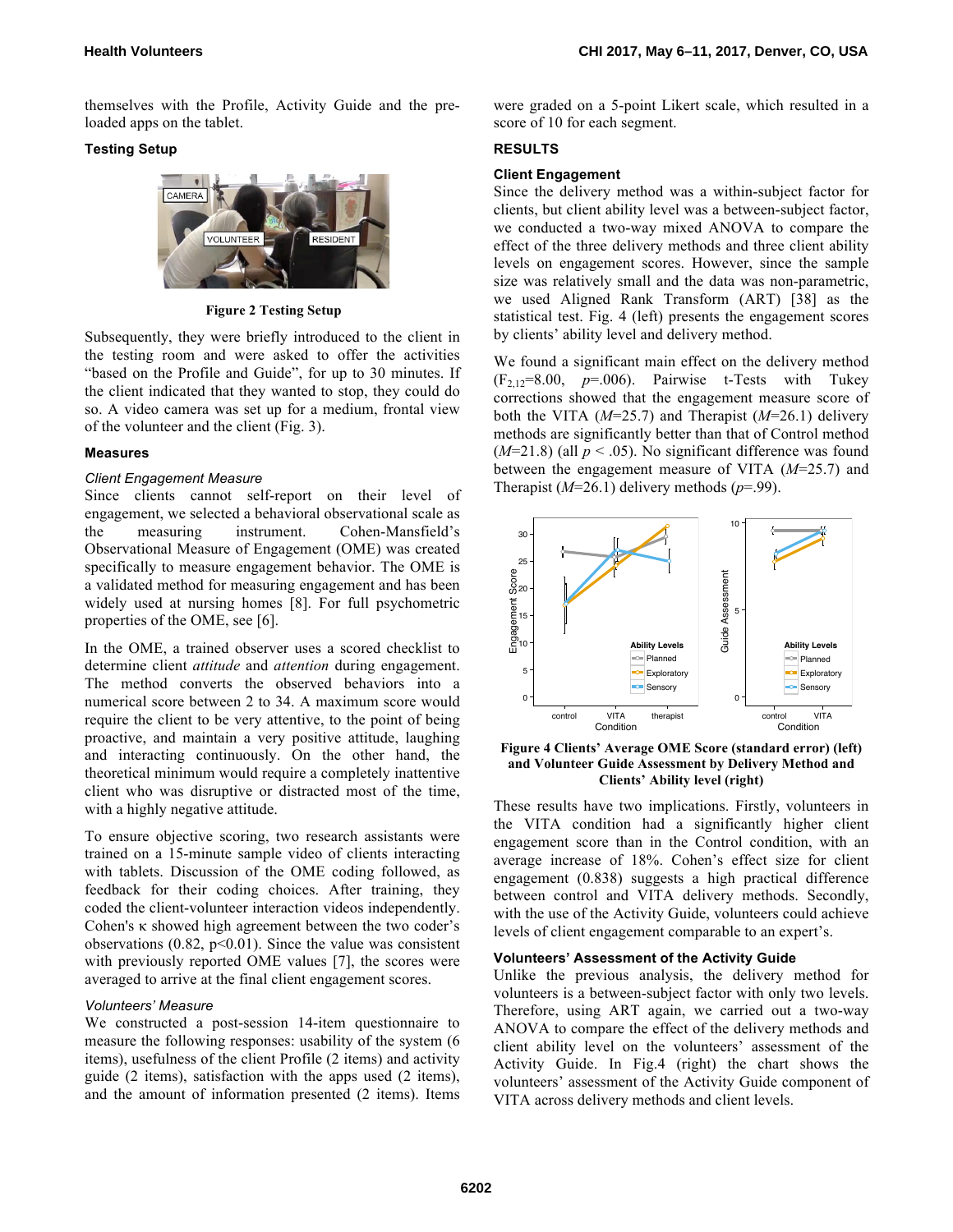themselves with the Profile, Activity Guide and the pre-loaded apps on the tablet.

### Testing Setup

Figure 2 Testing Setup

Subsequently, they were briefly introduced to the client in the testing room and were asked to offer the activities "based on the Profile and Guide", for up to 30 minutes. If the client indicated that they wanted to stop, they could do so. A video camera was set up for a medium, frontal view of the volunteer and the client (Fig. 3).

### Measures

#### *Client Engagement Measure*

Since clients cannot self-report on their level of engagement, we selected a behavioral observational scale as the measuring instrument. Cohen-Mansfield's Observational Measure of Engagement (OME) was created specifically to measure engagement behavior. The OME is a validated method for measuring engagement and has been widely used at nursing homes [8]. For full psychometric properties of the OME, see [6].

In the OME, a trained observer uses a scored checklist to determine client *attitude* and *attention* during engagement. The method converts the observed behaviors into a numerical score between 2 to 34. A maximum score would require the client to be very attentive, to the point of being proactive, and maintain a very positive attitude, laughing and interacting continuously. On the other hand, the theoretical minimum would require a completely inattentive client who was disruptive or distracted most of the time, with a highly negative attitude.

To ensure objective scoring, two research assistants were trained on a 15-minute sample video of clients interacting with tablets. Discussion of the OME coding followed, as feedback for their coding choices. After training, they coded the client-volunteer interaction videos independently. Cohen's κ showed high agreement between the two coder's observations (0.82, $p<0.01$). Since the value was consistent with previously reported OME values [7], the scores were averaged to arrive at the final client engagement scores.

#### *Volunteers' Measure*

We constructed a post-session 14-item questionnaire to measure the following responses: usability of the system (6 items), usefulness of the client Profile (2 items) and activity guide (2 items), satisfaction with the apps used (2 items), and the amount of information presented (2 items). Items were graded on a 5-point Likert scale, which resulted in a score of 10 for each segment.

## RESULTS

### Client Engagement

Since the delivery method was a within-subject factor for clients, but client ability level was a between-subject factor, we conducted a two-way mixed ANOVA to compare the effect of the three delivery methods and three client ability levels on engagement scores. However, since the sample size was relatively small and the data was non-parametric, we used Aligned Rank Transform (ART) [38] as the statistical test. Fig. 4 (left) presents the engagement scores by clients' ability level and delivery method.

We found a significant main effect on the delivery method ($F_{2,12}$=8.00, $p$=.006). Pairwise t-Tests with Tukey corrections showed that the engagement measure score of both the VITA ($M$=25.7) and Therapist ($M$=26.1) delivery methods are significantly better than that of Control method ($M$=21.8) (all $p$ < .05). No significant difference was found between the engagement measure of VITA ($M$=25.7) and Therapist ($M$=26.1) delivery methods ($p$=.99).

Figure 4 Clients' Average OME Score (standard error) (left) and Volunteer Guide Assessment by Delivery Method and Clients' Ability level (right)

These results have two implications. Firstly, volunteers in the VITA condition had a significantly higher client engagement score than in the Control condition, with an average increase of 18%. Cohen's effect size for client engagement (0.838) suggests a high practical difference between control and VITA delivery methods. Secondly, with the use of the Activity Guide, volunteers could achieve levels of client engagement comparable to an expert's.

### Volunteers' Assessment of the Activity Guide

Unlike the previous analysis, the delivery method for volunteers is a between-subject factor with only two levels. Therefore, using ART again, we carried out a two-way ANOVA to compare the effect of the delivery methods and client ability level on the volunteers' assessment of the Activity Guide. In Fig.4 (right) the chart shows the volunteers' assessment of the Activity Guide component of VITA across delivery methods and client levels.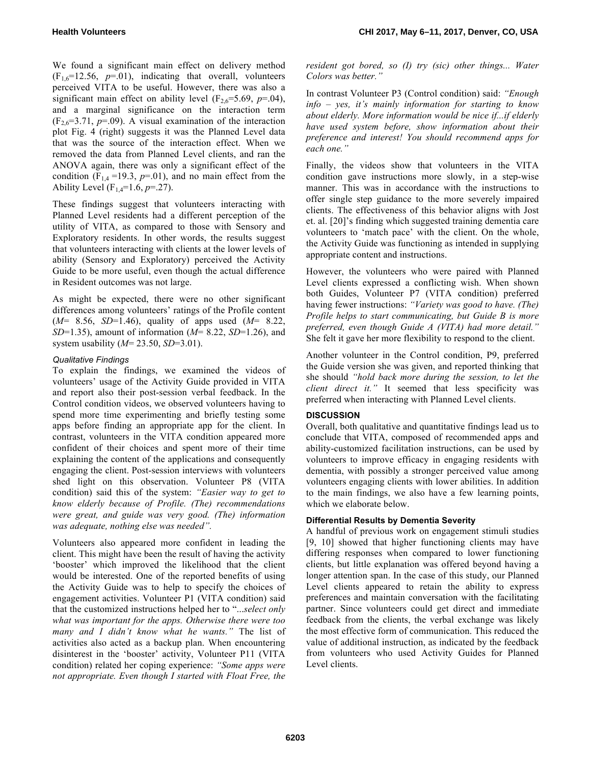We found a significant main effect on delivery method ($F_{1,6}$=12.56, $p$=.01), indicating that overall, volunteers perceived VITA to be useful. However, there was also a significant main effect on ability level ($F_{2,6}$=5.69, $p$=.04), and a marginal significance on the interaction term ($F_{2,6}$=3.71, $p$=.09). A visual examination of the interaction plot Fig. 4 (right) suggests it was the Planned Level data that was the source of the interaction effect. When we removed the data from Planned Level clients, and ran the ANOVA again, there was only a significant effect of the condition ($F_{1,4}$ =19.3, $p$=.01), and no main effect from the Ability Level ($F_{1,4}$=1.6, $p$=.27).

These findings suggest that volunteers interacting with Planned Level residents had a different perception of the utility of VITA, as compared to those with Sensory and Exploratory residents. In other words, the results suggest that volunteers interacting with clients at the lower levels of ability (Sensory and Exploratory) perceived the Activity Guide to be more useful, even though the actual difference in Resident outcomes was not large.

As might be expected, there were no other significant differences among volunteers' ratings of the Profile content ($M$= 8.56, $SD$=1.46), quality of apps used ($M$= 8.22, $SD$=1.35), amount of information ($M$= 8.22, $SD$=1.26), and system usability ($M$= 23.50, $SD$=3.01).

#### *Qualitative Findings*

To explain the findings, we examined the videos of volunteers' usage of the Activity Guide provided in VITA and report also their post-session verbal feedback. In the Control condition videos, we observed volunteers having to spend more time experimenting and briefly testing some apps before finding an appropriate app for the client. In contrast, volunteers in the VITA condition appeared more confident of their choices and spent more of their time explaining the content of the applications and consequently engaging the client. Post-session interviews with volunteers shed light on this observation. Volunteer P8 (VITA condition) said this of the system: *"Easier way to get to know elderly because of Profile. (The) recommendations were great, and guide was very good. (The) information was adequate, nothing else was needed".*

Volunteers also appeared more confident in leading the client. This might have been the result of having the activity 'booster' which improved the likelihood that the client would be interested. One of the reported benefits of using the Activity Guide was to help to specify the choices of engagement activities. Volunteer P1 (VITA condition) said that the customized instructions helped her to "*...select only what was important for the apps. Otherwise there were too many and I didn't know what he wants."* The list of activities also acted as a backup plan. When encountering disinterest in the 'booster' activity, Volunteer P11 (VITA condition) related her coping experience: *"Some apps were not appropriate. Even though I started with Float Free, the resident got bored, so (I) try (sic) other things... Water Colors was better."*

In contrast Volunteer P3 (Control condition) said: *"Enough info – yes, it's mainly information for starting to know about elderly. More information would be nice if...if elderly have used system before, show information about their preference and interest! You should recommend apps for each one."*

Finally, the videos show that volunteers in the VITA condition gave instructions more slowly, in a step-wise manner. This was in accordance with the instructions to offer single step guidance to the more severely impaired clients. The effectiveness of this behavior aligns with Jost et. al. [20]'s finding which suggested training dementia care volunteers to 'match pace' with the client. On the whole, the Activity Guide was functioning as intended in supplying appropriate content and instructions.

However, the volunteers who were paired with Planned Level clients expressed a conflicting wish. When shown both Guides, Volunteer P7 (VITA condition) preferred having fewer instructions: *"Variety was good to have. (The) Profile helps to start communicating, but Guide B is more preferred, even though Guide A (VITA) had more detail."* She felt it gave her more flexibility to respond to the client.

Another volunteer in the Control condition, P9, preferred the Guide version she was given, and reported thinking that she should *"hold back more during the session, to let the client direct it."* It seemed that less specificity was preferred when interacting with Planned Level clients.

## DISCUSSION

Overall, both qualitative and quantitative findings lead us to conclude that VITA, composed of recommended apps and ability-customized facilitation instructions, can be used by volunteers to improve efficacy in engaging residents with dementia, with possibly a stronger perceived value among volunteers engaging clients with lower abilities. In addition to the main findings, we also have a few learning points, which we elaborate below.

### Differential Results by Dementia Severity

A handful of previous work on engagement stimuli studies [9, 10] showed that higher functioning clients may have differing responses when compared to lower functioning clients, but little explanation was offered beyond having a longer attention span. In the case of this study, our Planned Level clients appeared to retain the ability to express preferences and maintain conversation with the facilitating partner. Since volunteers could get direct and immediate feedback from the clients, the verbal exchange was likely the most effective form of communication. This reduced the value of additional instruction, as indicated by the feedback from volunteers who used Activity Guides for Planned Level clients.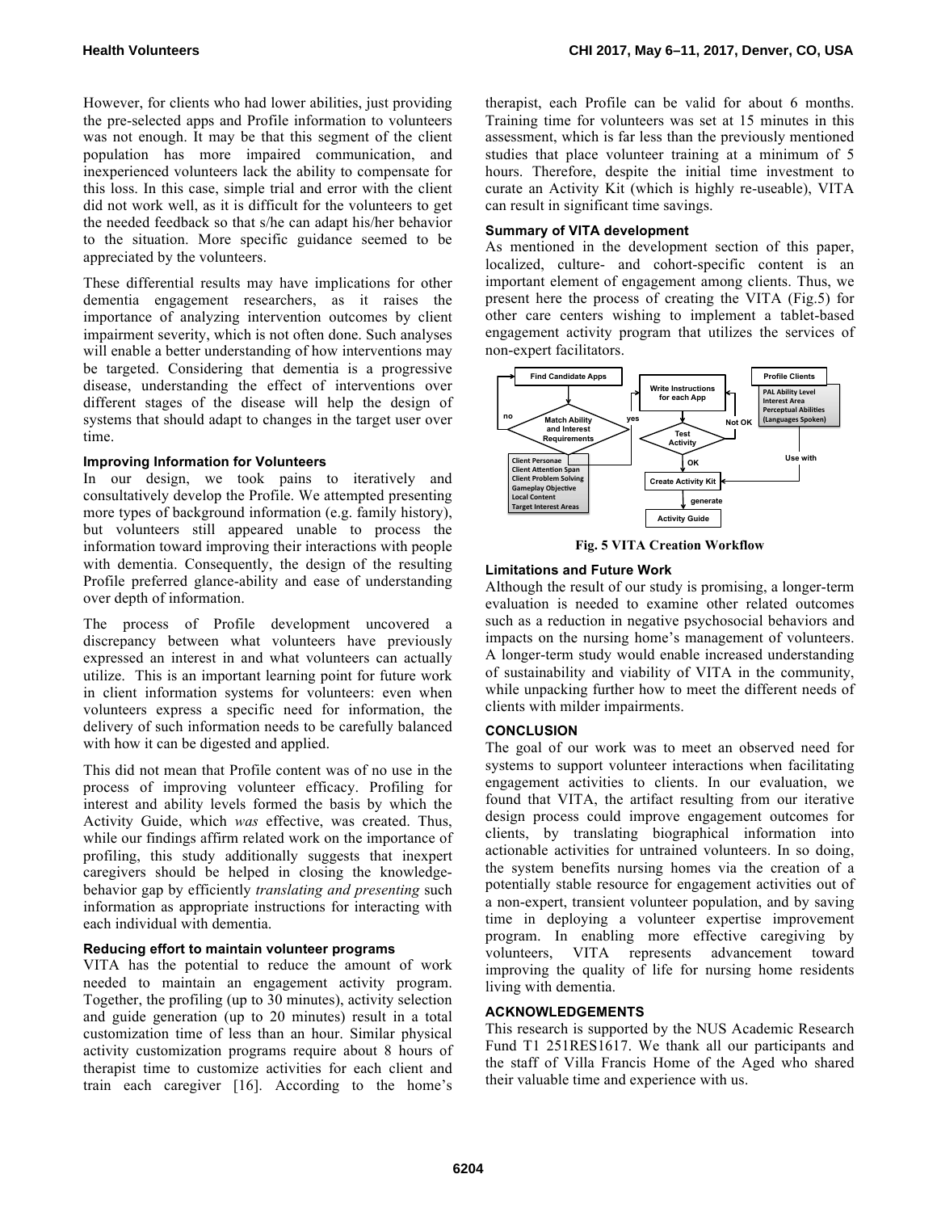However, for clients who had lower abilities, just providing the pre-selected apps and Profile information to volunteers was not enough. It may be that this segment of the client population has more impaired communication, and inexperienced volunteers lack the ability to compensate for this loss. In this case, simple trial and error with the client did not work well, as it is difficult for the volunteers to get the needed feedback so that s/he can adapt his/her behavior to the situation. More specific guidance seemed to be appreciated by the volunteers.

These differential results may have implications for other dementia engagement researchers, as it raises the importance of analyzing intervention outcomes by client impairment severity, which is not often done. Such analyses will enable a better understanding of how interventions may be targeted. Considering that dementia is a progressive disease, understanding the effect of interventions over different stages of the disease will help the design of systems that should adapt to changes in the target user over time.

### Improving Information for Volunteers

In our design, we took pains to iteratively and consultatively develop the Profile. We attempted presenting more types of background information (e.g. family history), but volunteers still appeared unable to process the information toward improving their interactions with people with dementia. Consequently, the design of the resulting Profile preferred glance-ability and ease of understanding over depth of information.

The process of Profile development uncovered a discrepancy between what volunteers have previously expressed an interest in and what volunteers can actually utilize. This is an important learning point for future work in client information systems for volunteers: even when volunteers express a specific need for information, the delivery of such information needs to be carefully balanced with how it can be digested and applied.

This did not mean that Profile content was of no use in the process of improving volunteer efficacy. Profiling for interest and ability levels formed the basis by which the Activity Guide, which *was* effective, was created. Thus, while our findings affirm related work on the importance of profiling, this study additionally suggests that inexpert caregivers should be helped in closing the knowledge-behavior gap by efficiently *translating and presenting* such information as appropriate instructions for interacting with each individual with dementia.

### Reducing effort to maintain volunteer programs

VITA has the potential to reduce the amount of work needed to maintain an engagement activity program. Together, the profiling (up to 30 minutes), activity selection and guide generation (up to 20 minutes) result in a total customization time of less than an hour. Similar physical activity customization programs require about 8 hours of therapist time to customize activities for each client and train each caregiver [16]. According to the home's therapist, each Profile can be valid for about 6 months. Training time for volunteers was set at 15 minutes in this assessment, which is far less than the previously mentioned studies that place volunteer training at a minimum of 5 hours. Therefore, despite the initial time investment to curate an Activity Kit (which is highly re-useable), VITA can result in significant time savings.

### Summary of VITA development

As mentioned in the development section of this paper, localized, culture- and cohort-specific content is an important element of engagement among clients. Thus, we present here the process of creating the VITA (Fig.5) for other care centers wishing to implement a tablet-based engagement activity program that utilizes the services of non-expert facilitators.

**Fig. 5 VITA Creation Workflow**

### Limitations and Future Work

Although the result of our study is promising, a longer-term evaluation is needed to examine other related outcomes such as a reduction in negative psychosocial behaviors and impacts on the nursing home's management of volunteers. A longer-term study would enable increased understanding of sustainability and viability of VITA in the community, while unpacking further how to meet the different needs of clients with milder impairments.

## CONCLUSION

The goal of our work was to meet an observed need for systems to support volunteer interactions when facilitating engagement activities to clients. In our evaluation, we found that VITA, the artifact resulting from our iterative design process could improve engagement outcomes for clients, by translating biographical information into actionable activities for untrained volunteers. In so doing, the system benefits nursing homes via the creation of a potentially stable resource for engagement activities out of a non-expert, transient volunteer population, and by saving time in deploying a volunteer expertise improvement program. In enabling more effective caregiving by volunteers, VITA represents advancement toward improving the quality of life for nursing home residents living with dementia.

## ACKNOWLEDGEMENTS

This research is supported by the NUS Academic Research Fund T1 251RES1617. We thank all our participants and the staff of Villa Francis Home of the Aged who shared their valuable time and experience with us.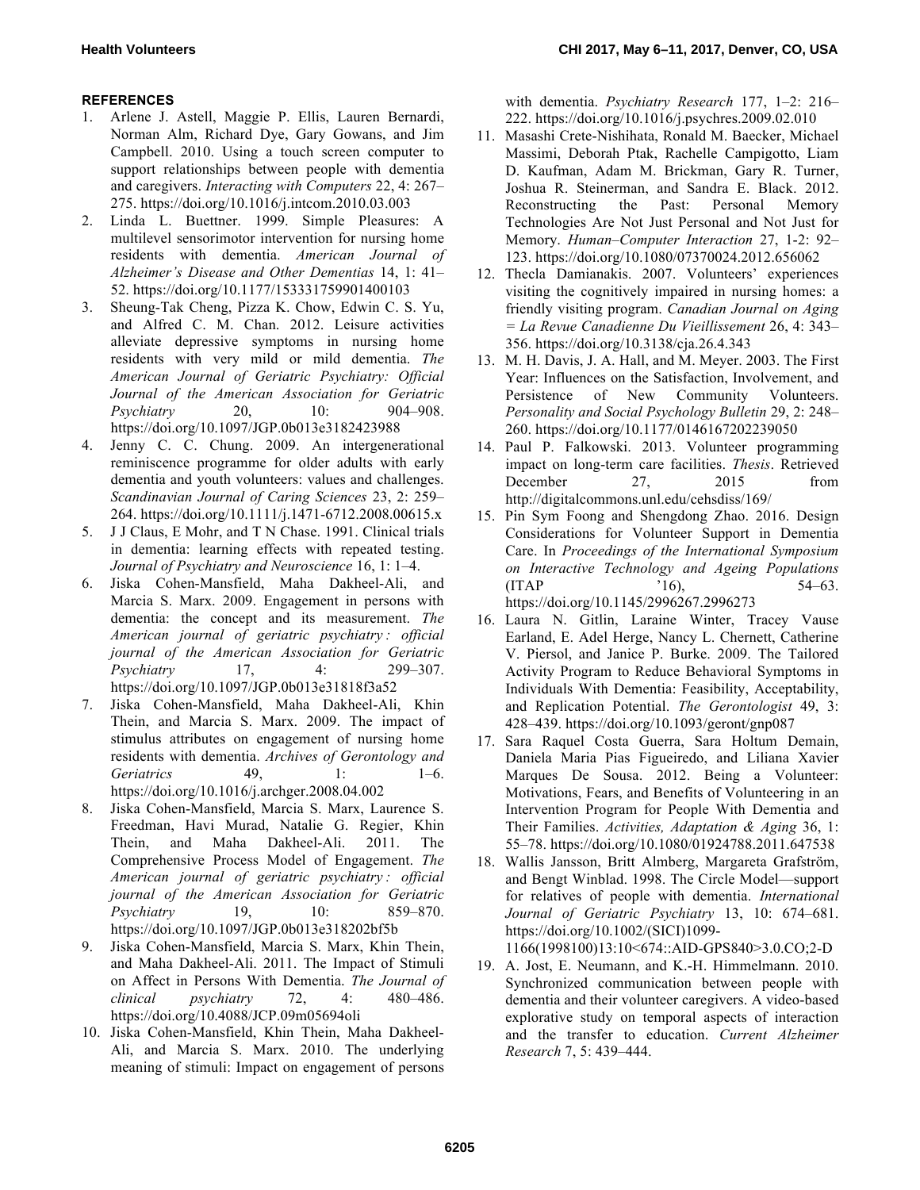## REFERENCES

1. Arlene J. Astell, Maggie P. Ellis, Lauren Bernardi, Norman Alm, Richard Dye, Gary Gowans, and Jim Campbell. 2010. Using a touch screen computer to support relationships between people with dementia and caregivers. *Interacting with Computers* 22, 4: 267–275. https://doi.org/10.1016/j.intcom.2010.03.003
2. Linda L. Buettner. 1999. Simple Pleasures: A multilevel sensorimotor intervention for nursing home residents with dementia. *American Journal of Alzheimer's Disease and Other Dementias* 14, 1: 41–52. https://doi.org/10.1177/153331759901400103
3. Sheung-Tak Cheng, Pizza K. Chow, Edwin C. S. Yu, and Alfred C. M. Chan. 2012. Leisure activities alleviate depressive symptoms in nursing home residents with very mild or mild dementia. *The American Journal of Geriatric Psychiatry: Official Journal of the American Association for Geriatric Psychiatry* 20, 10: 904–908. https://doi.org/10.1097/JGP.0b013e3182423988
4. Jenny C. C. Chung. 2009. An intergenerational reminiscence programme for older adults with early dementia and youth volunteers: values and challenges. *Scandinavian Journal of Caring Sciences* 23, 2: 259–264. https://doi.org/10.1111/j.1471-6712.2008.00615.x
5. J J Claus, E Mohr, and T N Chase. 1991. Clinical trials in dementia: learning effects with repeated testing. *Journal of Psychiatry and Neuroscience* 16, 1: 1–4.
6. Jiska Cohen-Mansfield, Maha Dakheel-Ali, and Marcia S. Marx. 2009. Engagement in persons with dementia: the concept and its measurement. *The American journal of geriatric psychiatry : official journal of the American Association for Geriatric Psychiatry* 17, 4: 299–307. https://doi.org/10.1097/JGP.0b013e31818f3a52
7. Jiska Cohen-Mansfield, Maha Dakheel-Ali, Khin Thein, and Marcia S. Marx. 2009. The impact of stimulus attributes on engagement of nursing home residents with dementia. *Archives of Gerontology and Geriatrics* 49, 1: 1–6. https://doi.org/10.1016/j.archger.2008.04.002
8. Jiska Cohen-Mansfield, Marcia S. Marx, Laurence S. Freedman, Havi Murad, Natalie G. Regier, Khin Thein, and Maha Dakheel-Ali. 2011. The Comprehensive Process Model of Engagement. *The American journal of geriatric psychiatry : official journal of the American Association for Geriatric Psychiatry* 19, 10: 859–870. https://doi.org/10.1097/JGP.0b013e318202bf5b
9. Jiska Cohen-Mansfield, Marcia S. Marx, Khin Thein, and Maha Dakheel-Ali. 2011. The Impact of Stimuli on Affect in Persons With Dementia. *The Journal of clinical psychiatry* 72, 4: 480–486. https://doi.org/10.4088/JCP.09m05694oli
10. Jiska Cohen-Mansfield, Khin Thein, Maha Dakheel-Ali, and Marcia S. Marx. 2010. The underlying meaning of stimuli: Impact on engagement of persons with dementia. *Psychiatry Research* 177, 1–2: 216–222. https://doi.org/10.1016/j.psychres.2009.02.010
11. Masashi Crete-Nishihata, Ronald M. Baecker, Michael Massimi, Deborah Ptak, Rachelle Campigotto, Liam D. Kaufman, Adam M. Brickman, Gary R. Turner, Joshua R. Steinerman, and Sandra E. Black. 2012. Reconstructing the Past: Personal Memory Technologies Are Not Just Personal and Not Just for Memory. *Human–Computer Interaction* 27, 1-2: 92–123. https://doi.org/10.1080/07370024.2012.656062
12. Thecla Damianakis. 2007. Volunteers' experiences visiting the cognitively impaired in nursing homes: a friendly visiting program. *Canadian Journal on Aging = La Revue Canadienne Du Vieillissement* 26, 4: 343–356. https://doi.org/10.3138/cja.26.4.343
13. M. H. Davis, J. A. Hall, and M. Meyer. 2003. The First Year: Influences on the Satisfaction, Involvement, and Persistence of New Community Volunteers. *Personality and Social Psychology Bulletin* 29, 2: 248–260. https://doi.org/10.1177/0146167202239050
14. Paul P. Falkowski. 2013. Volunteer programming impact on long-term care facilities. *Thesis*. Retrieved December 27, 2015 from http://digitalcommons.unl.edu/cehsdiss/169/
15. Pin Sym Foong and Shengdong Zhao. 2016. Design Considerations for Volunteer Support in Dementia Care. In *Proceedings of the International Symposium on Interactive Technology and Ageing Populations* (ITAP '16), 54–63. https://doi.org/10.1145/2996267.2996273
16. Laura N. Gitlin, Laraine Winter, Tracey Vause Earland, E. Adel Herge, Nancy L. Chernett, Catherine V. Piersol, and Janice P. Burke. 2009. The Tailored Activity Program to Reduce Behavioral Symptoms in Individuals With Dementia: Feasibility, Acceptability, and Replication Potential. *The Gerontologist* 49, 3: 428–439. https://doi.org/10.1093/geront/gnp087
17. Sara Raquel Costa Guerra, Sara Holtum Demain, Daniela Maria Pias Figueiredo, and Liliana Xavier Marques De Sousa. 2012. Being a Volunteer: Motivations, Fears, and Benefits of Volunteering in an Intervention Program for People With Dementia and Their Families. *Activities, Adaptation & Aging* 36, 1: 55–78. https://doi.org/10.1080/01924788.2011.647538
18. Wallis Jansson, Britt Almberg, Margareta Grafström, and Bengt Winblad. 1998. The Circle Model—support for relatives of people with dementia. *International Journal of Geriatric Psychiatry* 13, 10: 674–681. https://doi.org/10.1002/(SICI)1099-1166(1998100)13:10<674::AID-GPS840>3.0.CO;2-D
19. A. Jost, E. Neumann, and K.-H. Himmelmann. 2010. Synchronized communication between people with dementia and their volunteer caregivers. A video-based explorative study on temporal aspects of interaction and the transfer to education. *Current Alzheimer Research* 7, 5: 439–444.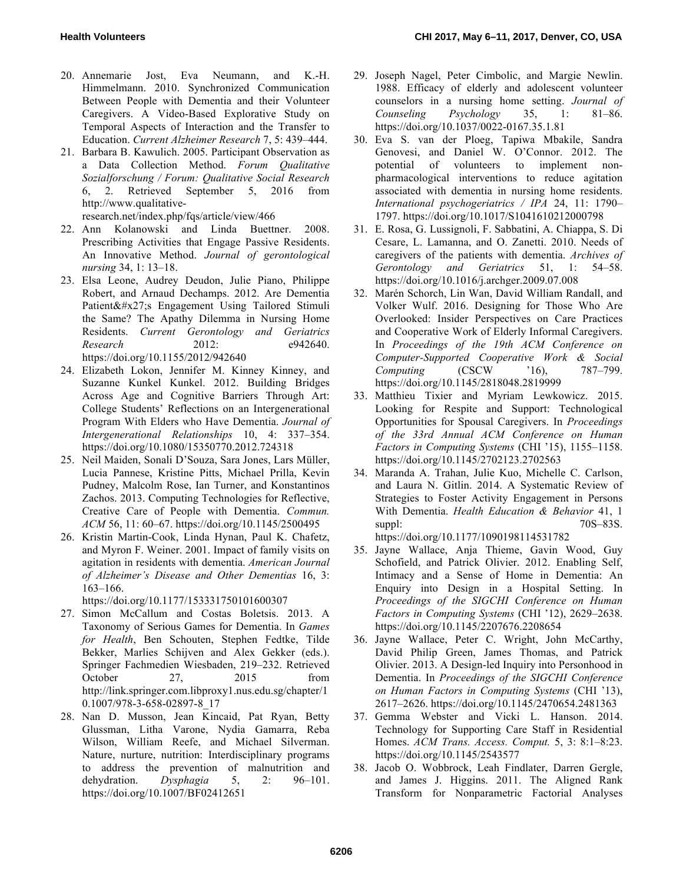20. Annemarie Jost, Eva Neumann, and K.-H. Himmelmann. 2010. Synchronized Communication Between People with Dementia and their Volunteer Caregivers. A Video-Based Explorative Study on Temporal Aspects of Interaction and the Transfer to Education. *Current Alzheimer Research* 7, 5: 439–444.
21. Barbara B. Kawulich. 2005. Participant Observation as a Data Collection Method. *Forum Qualitative Sozialforschung / Forum: Qualitative Social Research* 6, 2. Retrieved September 5, 2016 from http://www.qualitative-research.net/index.php/fqs/article/view/466
22. Ann Kolanowski and Linda Buettner. 2008. Prescribing Activities that Engage Passive Residents. An Innovative Method. *Journal of gerontological nursing* 34, 1: 13–18.
23. Elsa Leone, Audrey Deudon, Julie Piano, Philippe Robert, and Arnaud Dechamps. 2012. Are Dementia Patient&#x27;s Engagement Using Tailored Stimuli the Same? The Apathy Dilemma in Nursing Home Residents. *Current Gerontology and Geriatrics Research* 2012: e942640. https://doi.org/10.1155/2012/942640
24. Elizabeth Lokon, Jennifer M. Kinney Kinney, and Suzanne Kunkel Kunkel. 2012. Building Bridges Across Age and Cognitive Barriers Through Art: College Students' Reflections on an Intergenerational Program With Elders who Have Dementia. *Journal of Intergenerational Relationships* 10, 4: 337–354. https://doi.org/10.1080/15350770.2012.724318
25. Neil Maiden, Sonali D'Souza, Sara Jones, Lars Müller, Lucia Pannese, Kristine Pitts, Michael Prilla, Kevin Pudney, Malcolm Rose, Ian Turner, and Konstantinos Zachos. 2013. Computing Technologies for Reflective, Creative Care of People with Dementia. *Commun. ACM* 56, 11: 60–67. https://doi.org/10.1145/2500495
26. Kristin Martin-Cook, Linda Hynan, Paul K. Chafetz, and Myron F. Weiner. 2001. Impact of family visits on agitation in residents with dementia. *American Journal of Alzheimer's Disease and Other Dementias* 16, 3: 163–166. https://doi.org/10.1177/153331750101600307
27. Simon McCallum and Costas Boletsis. 2013. A Taxonomy of Serious Games for Dementia. In *Games for Health*, Ben Schouten, Stephen Fedtke, Tilde Bekker, Marlies Schijven and Alex Gekker (eds.). Springer Fachmedien Wiesbaden, 219–232. Retrieved October 27, 2015 from http://link.springer.com.libproxy1.nus.edu.sg/chapter/10.1007/978-3-658-02897-8_17
28. Nan D. Musson, Jean Kincaid, Pat Ryan, Betty Glussman, Litha Varone, Nydia Gamarra, Reba Wilson, William Reefe, and Michael Silverman. Nature, nurture, nutrition: Interdisciplinary programs to address the prevention of malnutrition and dehydration. *Dysphagia* 5, 2: 96–101. https://doi.org/10.1007/BF02412651
29. Joseph Nagel, Peter Cimbolic, and Margie Newlin. 1988. Efficacy of elderly and adolescent volunteer counselors in a nursing home setting. *Journal of Counseling Psychology* 35, 1: 81–86. https://doi.org/10.1037/0022-0167.35.1.81
30. Eva S. van der Ploeg, Tapiwa Mbakile, Sandra Genovesi, and Daniel W. O'Connor. 2012. The potential of volunteers to implement non-pharmacological interventions to reduce agitation associated with dementia in nursing home residents. *International psychogeriatrics / IPA* 24, 11: 1790–1797. https://doi.org/10.1017/S1041610212000798
31. E. Rosa, G. Lussignoli, F. Sabbatini, A. Chiappa, S. Di Cesare, L. Lamanna, and O. Zanetti. 2010. Needs of caregivers of the patients with dementia. *Archives of Gerontology and Geriatrics* 51, 1: 54–58. https://doi.org/10.1016/j.archger.2009.07.008
32. Marén Schorch, Lin Wan, David William Randall, and Volker Wulf. 2016. Designing for Those Who Are Overlooked: Insider Perspectives on Care Practices and Cooperative Work of Elderly Informal Caregivers. In *Proceedings of the 19th ACM Conference on Computer-Supported Cooperative Work & Social Computing* (CSCW '16), 787–799. https://doi.org/10.1145/2818048.2819999
33. Matthieu Tixier and Myriam Lewkowicz. 2015. Looking for Respite and Support: Technological Opportunities for Spousal Caregivers. In *Proceedings of the 33rd Annual ACM Conference on Human Factors in Computing Systems* (CHI '15), 1155–1158. https://doi.org/10.1145/2702123.2702563
34. Maranda A. Trahan, Julie Kuo, Michelle C. Carlson, and Laura N. Gitlin. 2014. A Systematic Review of Strategies to Foster Activity Engagement in Persons With Dementia. *Health Education & Behavior* 41, 1 suppl: 70S–83S. https://doi.org/10.1177/1090198114531782
35. Jayne Wallace, Anja Thieme, Gavin Wood, Guy Schofield, and Patrick Olivier. 2012. Enabling Self, Intimacy and a Sense of Home in Dementia: An Enquiry into Design in a Hospital Setting. In *Proceedings of the SIGCHI Conference on Human Factors in Computing Systems* (CHI '12), 2629–2638. https://doi.org/10.1145/2207676.2208654
36. Jayne Wallace, Peter C. Wright, John McCarthy, David Philip Green, James Thomas, and Patrick Olivier. 2013. A Design-led Inquiry into Personhood in Dementia. In *Proceedings of the SIGCHI Conference on Human Factors in Computing Systems* (CHI '13), 2617–2626. https://doi.org/10.1145/2470654.2481363
37. Gemma Webster and Vicki L. Hanson. 2014. Technology for Supporting Care Staff in Residential Homes. *ACM Trans. Access. Comput.* 5, 3: 8:1–8:23. https://doi.org/10.1145/2543577
38. Jacob O. Wobbrock, Leah Findlater, Darren Gergle, and James J. Higgins. 2011. The Aligned Rank Transform for Nonparametric Factorial Analyses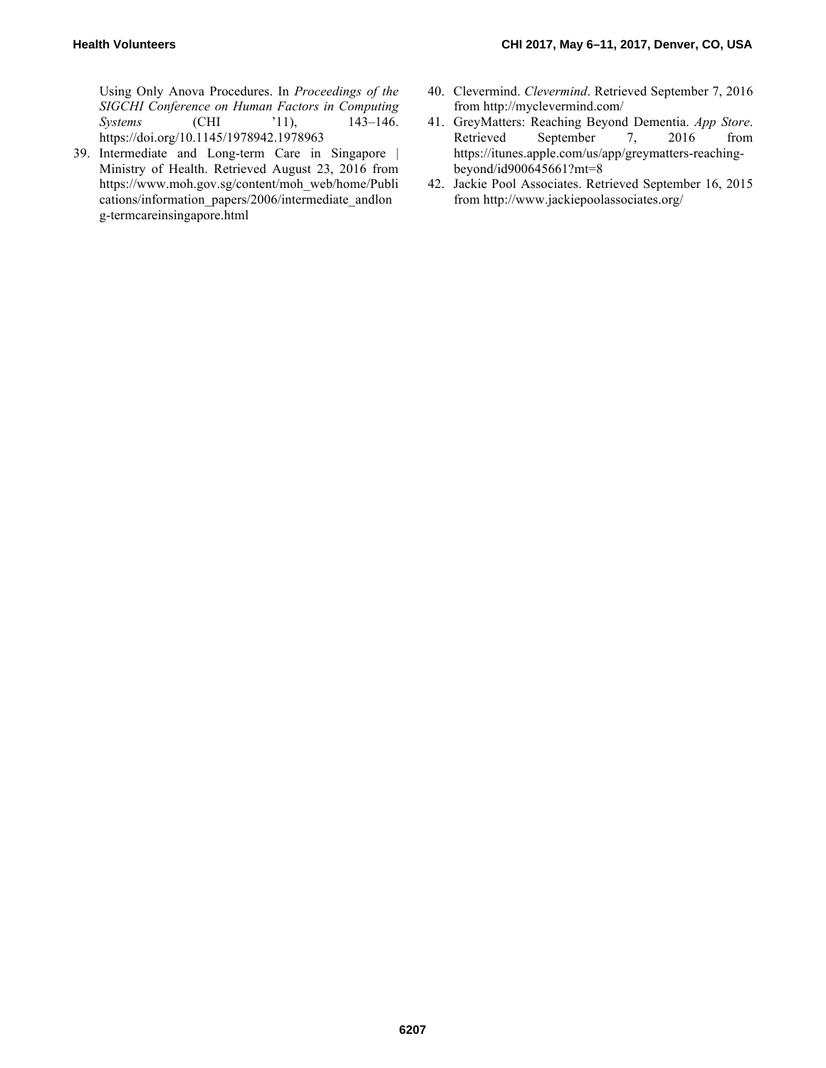Using Only Anova Procedures. In *Proceedings of the SIGCHI Conference on Human Factors in Computing Systems* (CHI '11), 143–146. https://doi.org/10.1145/1978942.1978963

39. Intermediate and Long-term Care in Singapore | Ministry of Health. Retrieved August 23, 2016 from https://www.moh.gov.sg/content/moh_web/home/Publications/information_papers/2006/intermediate_andlong-termcareinsingapore.html
40. Clevermind. *Clevermind*. Retrieved September 7, 2016 from http://myclevermind.com/
41. GreyMatters: Reaching Beyond Dementia. *App Store*. Retrieved September 7, 2016 from https://itunes.apple.com/us/app/greymatters-reaching-beyond/id900645661?mt=8
42. Jackie Pool Associates. Retrieved September 16, 2015 from http://www.jackiepoolassociates.org/